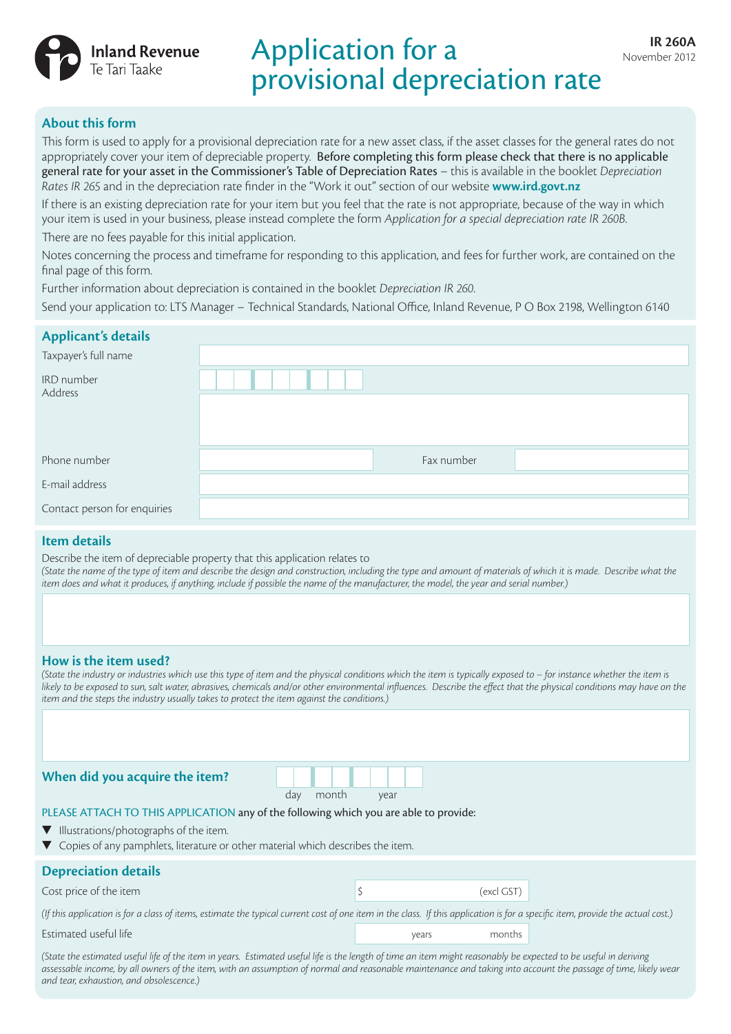Inland Revenue
Te Tari Taake

# Application for a provisional depreciation rate

**IR 260A**
November 2012

## About this form

This form is used to apply for a provisional depreciation rate for a new asset class, if the asset classes for the general rates do not appropriately cover your item of depreciable property. **Before completing this form please check that there is no applicable general rate for your asset in the Commissioner's Table of Depreciation Rates** – this is available in the booklet *Depreciation Rates IR 265* and in the depreciation rate finder in the "Work it out" section of our website **www.ird.govt.nz**

If there is an existing depreciation rate for your item but you feel that the rate is not appropriate, because of the way in which your item is used in your business, please instead complete the form *Application for a special depreciation rate IR 260B*.

There are no fees payable for this initial application.

Notes concerning the process and timeframe for responding to this application, and fees for further work, are contained on the final page of this form.

Further information about depreciation is contained in the booklet *Depreciation IR 260*.

Send your application to: LTS Manager – Technical Standards, National Office, Inland Revenue, P O Box 2198, Wellington 6140

## Applicant's details

Taxpayer's full name

IRD number

Address

Phone number

Fax number

E-mail address

Contact person for enquiries

## Item details

Describe the item of depreciable property that this application relates to

*(State the name of the type of item and describe the design and construction, including the type and amount of materials of which it is made. Describe what the item does and what it produces, if anything, include if possible the name of the manufacturer, the model, the year and serial number.)*

## How is the item used?

*(State the industry or industries which use this type of item and the physical conditions which the item is typically exposed to – for instance whether the item is likely to be exposed to sun, salt water, abrasives, chemicals and/or other environmental influences. Describe the effect that the physical conditions may have on the item and the steps the industry usually takes to protect the item against the conditions.)*

## When did you acquire the item?

day month year

PLEASE ATTACH TO THIS APPLICATION any of the following which you are able to provide:

- Illustrations/photographs of the item.
- Copies of any pamphlets, literature or other material which describes the item.

## Depreciation details

Cost price of the item $ (excl GST)

*(If this application is for a class of items, estimate the typical current cost of one item in the class. If this application is for a specific item, provide the actual cost.)*

Estimated useful life years months

*(State the estimated useful life of the item in years. Estimated useful life is the length of time an item might reasonably be expected to be useful in deriving assessable income, by all owners of the item, with an assumption of normal and reasonable maintenance and taking into account the passage of time, likely wear and tear, exhaustion, and obsolescence.)*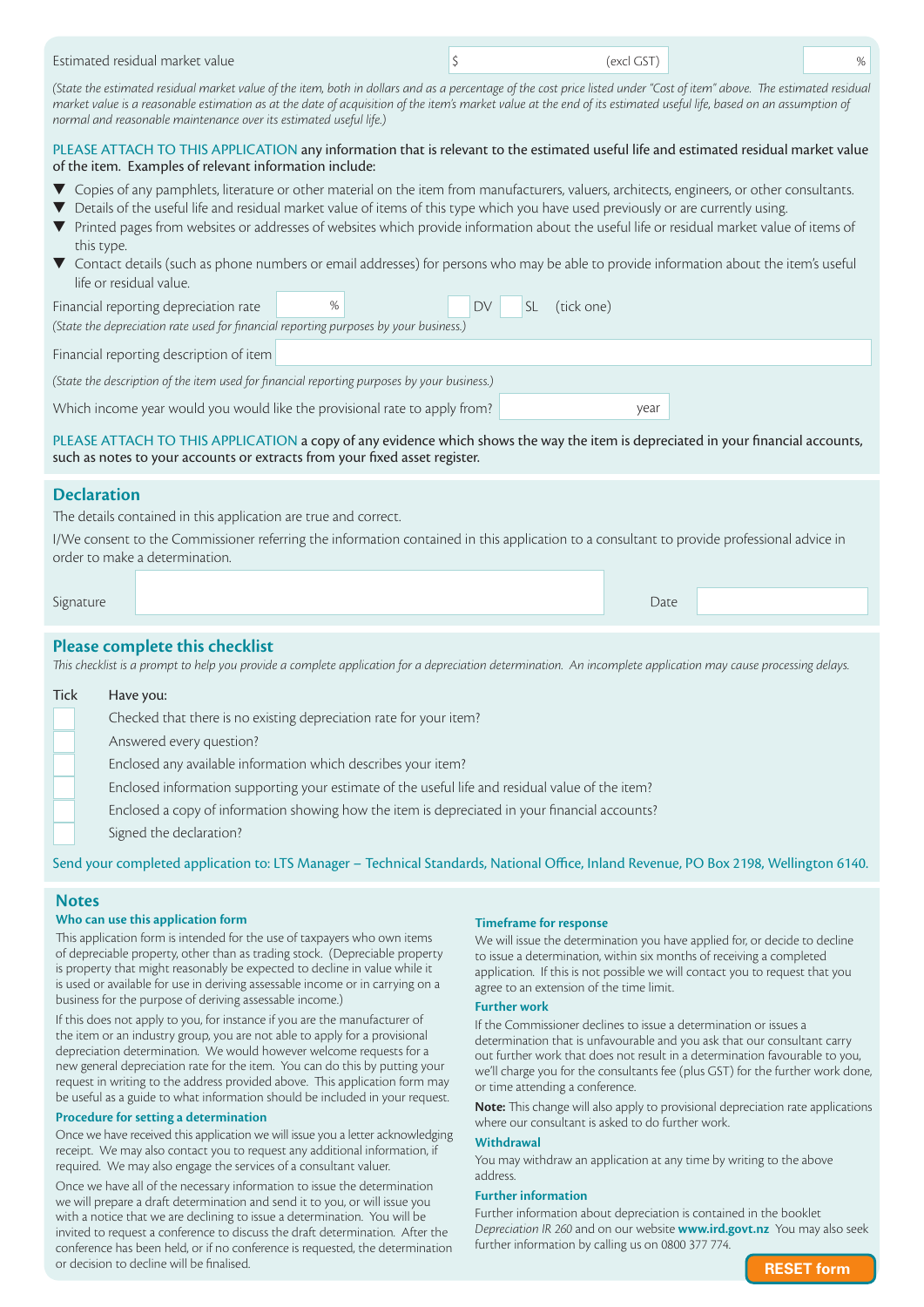Estimated residual market value $ (excl GST) %

*(State the estimated residual market value of the item, both in dollars and as a percentage of the cost price listed under "Cost of item" above. The estimated residual market value is a reasonable estimation as at the date of acquisition of the item's market value at the end of its estimated useful life, based on an assumption of normal and reasonable maintenance over its estimated useful life.)*

PLEASE ATTACH TO THIS APPLICATION **any information that is relevant to the estimated useful life and estimated residual market value of the item. Examples of relevant information include:**

- Copies of any pamphlets, literature or other material on the item from manufacturers, valuers, architects, engineers, or other consultants.
- Details of the useful life and residual market value of items of this type which you have used previously or are currently using.
- Printed pages from websites or addresses of websites which provide information about the useful life or residual market value of items of this type.
- Contact details (such as phone numbers or email addresses) for persons who may be able to provide information about the item's useful life or residual value.

Financial reporting depreciation rate % DV SL (tick one)

*(State the depreciation rate used for financial reporting purposes by your business.)*

Financial reporting description of item

*(State the description of the item used for financial reporting purposes by your business.)*

Which income year would you would like the provisional rate to apply from? year

PLEASE ATTACH TO THIS APPLICATION **a copy of any evidence which shows the way the item is depreciated in your financial accounts, such as notes to your accounts or extracts from your fixed asset register.**

## Declaration

The details contained in this application are true and correct.

I/We consent to the Commissioner referring the information contained in this application to a consultant to provide professional advice in order to make a determination.

Signature Date

## Please complete this checklist

*This checklist is a prompt to help you provide a complete application for a depreciation determination. An incomplete application may cause processing delays.*

| Tick | Have you: |
|---|---|
| | Checked that there is no existing depreciation rate for your item? |
| | Answered every question? |
| | Enclosed any available information which describes your item? |
| | Enclosed information supporting your estimate of the useful life and residual value of the item? |
| | Enclosed a copy of information showing how the item is depreciated in your financial accounts? |
| | Signed the declaration? |

Send your completed application to: LTS Manager – Technical Standards, National Office, Inland Revenue, PO Box 2198, Wellington 6140.

## Notes

### Who can use this application form

This application form is intended for the use of taxpayers who own items of depreciable property, other than as trading stock. (Depreciable property is property that might reasonably be expected to decline in value while it is used or available for use in deriving assessable income or in carrying on a business for the purpose of deriving assessable income.)

If this does not apply to you, for instance if you are the manufacturer of the item or an industry group, you are not able to apply for a provisional depreciation determination. We would however welcome requests for a new general depreciation rate for the item. You can do this by putting your request in writing to the address provided above. This application form may be useful as a guide to what information should be included in your request.

### Procedure for setting a determination

Once we have received this application we will issue you a letter acknowledging receipt. We may also contact you to request any additional information, if required. We may also engage the services of a consultant valuer.

Once we have all of the necessary information to issue the determination we will prepare a draft determination and send it to you, or will issue you with a notice that we are declining to issue a determination. You will be invited to request a conference to discuss the draft determination. After the conference has been held, or if no conference is requested, the determination or decision to decline will be finalised.

### Timeframe for response

We will issue the determination you have applied for, or decide to decline to issue a determination, within six months of receiving a completed application. If this is not possible we will contact you to request that you agree to an extension of the time limit.

### Further work

If the Commissioner declines to issue a determination or issues a determination that is unfavourable and you ask that our consultant carry out further work that does not result in a determination favourable to you, we'll charge you for the consultants fee (plus GST) for the further work done, or time attending a conference.

**Note:** This change will also apply to provisional depreciation rate applications where our consultant is asked to do further work.

### Withdrawal

You may withdraw an application at any time by writing to the above address.

### Further information

Further information about depreciation is contained in the booklet *Depreciation IR 260* and on our website **www.ird.govt.nz** You may also seek further information by calling us on 0800 377 774.

RESET form